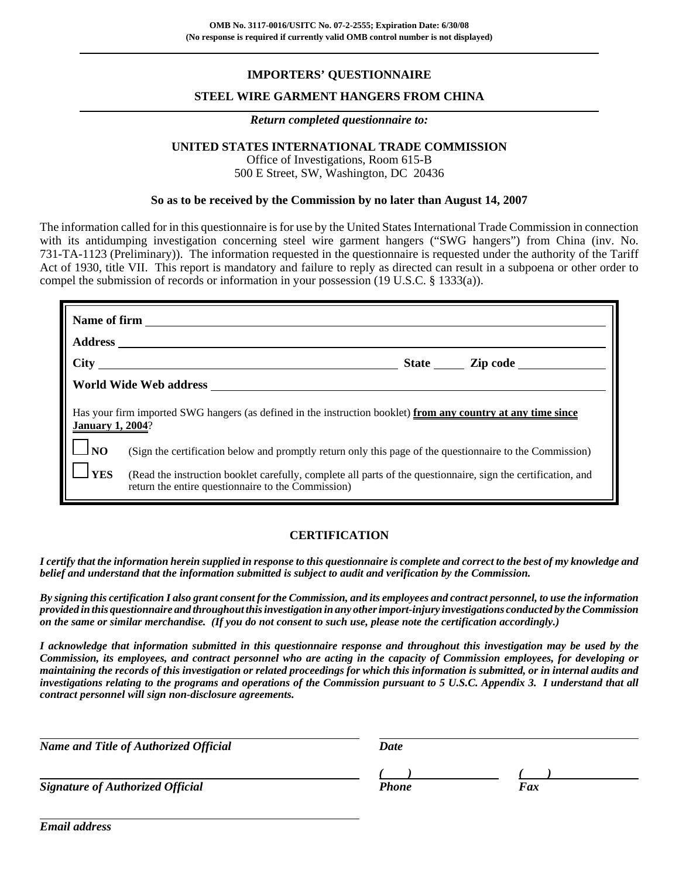**OMB No. 3117-0016/USITC No. 07-2-2555; Expiration Date: 6/30/08**
**(No response is required if currently valid OMB control number is not displayed)**

# IMPORTERS' QUESTIONNAIRE

## STEEL WIRE GARMENT HANGERS FROM CHINA

***Return completed questionnaire to:***

**UNITED STATES INTERNATIONAL TRADE COMMISSION**
Office of Investigations, Room 615-B
500 E Street, SW, Washington, DC 20436

**So as to be received by the Commission by no later than August 14, 2007**

The information called for in this questionnaire is for use by the United States International Trade Commission in connection with its antidumping investigation concerning steel wire garment hangers ("SWG hangers") from China (inv. No. 731-TA-1123 (Preliminary)). The information requested in the questionnaire is requested under the authority of the Tariff Act of 1930, title VII. This report is mandatory and failure to reply as directed can result in a subpoena or other order to compel the submission of records or information in your possession (19 U.S.C. § 1333(a)).

**Name of firm** ______________________________

**Address** ______________________________

**City** ______________________ **State** _____ **Zip code** ___________

**World Wide Web address** ______________________________

Has your firm imported SWG hangers (as defined in the instruction booklet) **from any country at any time since January 1, 2004**?

☐ **NO** (Sign the certification below and promptly return only this page of the questionnaire to the Commission)

☐ **YES** (Read the instruction booklet carefully, complete all parts of the questionnaire, sign the certification, and return the entire questionnaire to the Commission)

## CERTIFICATION

***I certify that the information herein supplied in response to this questionnaire is complete and correct to the best of my knowledge and belief and understand that the information submitted is subject to audit and verification by the Commission.***

***By signing this certification I also grant consent for the Commission, and its employees and contract personnel, to use the information provided in this questionnaire and throughout this investigation in any other import-injury investigations conducted by the Commission on the same or similar merchandise. (If you do not consent to such use, please note the certification accordingly.)***

***I acknowledge that information submitted in this questionnaire response and throughout this investigation may be used by the Commission, its employees, and contract personnel who are acting in the capacity of Commission employees, for developing or maintaining the records of this investigation or related proceedings for which this information is submitted, or in internal audits and investigations relating to the programs and operations of the Commission pursuant to 5 U.S.C. Appendix 3. I understand that all contract personnel will sign non-disclosure agreements.***

______________________________ ______________________________
***Name and Title of Authorized Official*** ***Date***

______________________________ ***(    )*** __________ ***(    )*** __________
***Signature of Authorized Official*** ***Phone*** ***Fax***

______________________________
***Email address***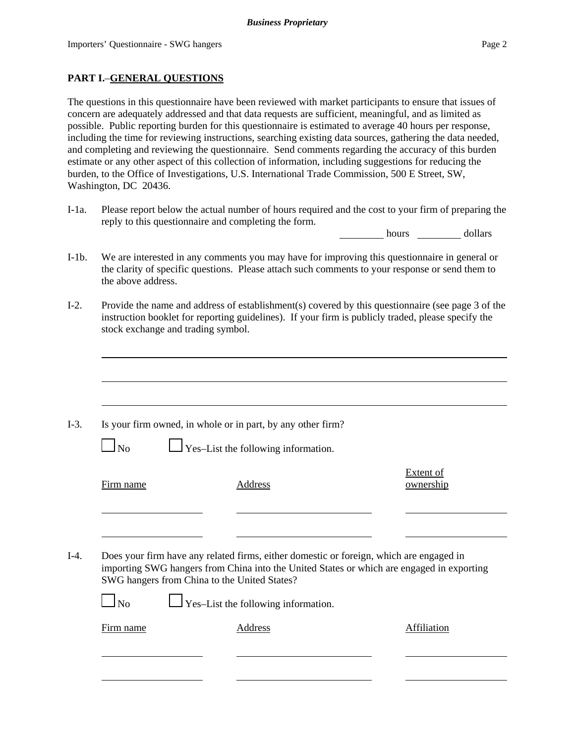## PART I.–GENERAL QUESTIONS

The questions in this questionnaire have been reviewed with market participants to ensure that issues of concern are adequately addressed and that data requests are sufficient, meaningful, and as limited as possible. Public reporting burden for this questionnaire is estimated to average 40 hours per response, including the time for reviewing instructions, searching existing data sources, gathering the data needed, and completing and reviewing the questionnaire. Send comments regarding the accuracy of this burden estimate or any other aspect of this collection of information, including suggestions for reducing the burden, to the Office of Investigations, U.S. International Trade Commission, 500 E Street, SW, Washington, DC 20436.

I-1a. Please report below the actual number of hours required and the cost to your firm of preparing the reply to this questionnaire and completing the form.

________ hours ________ dollars

I-1b. We are interested in any comments you may have for improving this questionnaire in general or the clarity of specific questions. Please attach such comments to your response or send them to the above address.

I-2. Provide the name and address of establishment(s) covered by this questionnaire (see page 3 of the instruction booklet for reporting guidelines). If your firm is publicly traded, please specify the stock exchange and trading symbol.

______________________________________________________________

______________________________________________________________

______________________________________________________________

I-3. Is your firm owned, in whole or in part, by any other firm?

☐ No ☐ Yes–List the following information.

| Firm name | Address | Extent of ownership |
|---|---|---|
| | | |
| | | |

I-4. Does your firm have any related firms, either domestic or foreign, which are engaged in importing SWG hangers from China into the United States or which are engaged in exporting SWG hangers from China to the United States?

☐ No ☐ Yes–List the following information.

| Firm name | Address | Affiliation |
|---|---|---|
| | | |
| | | |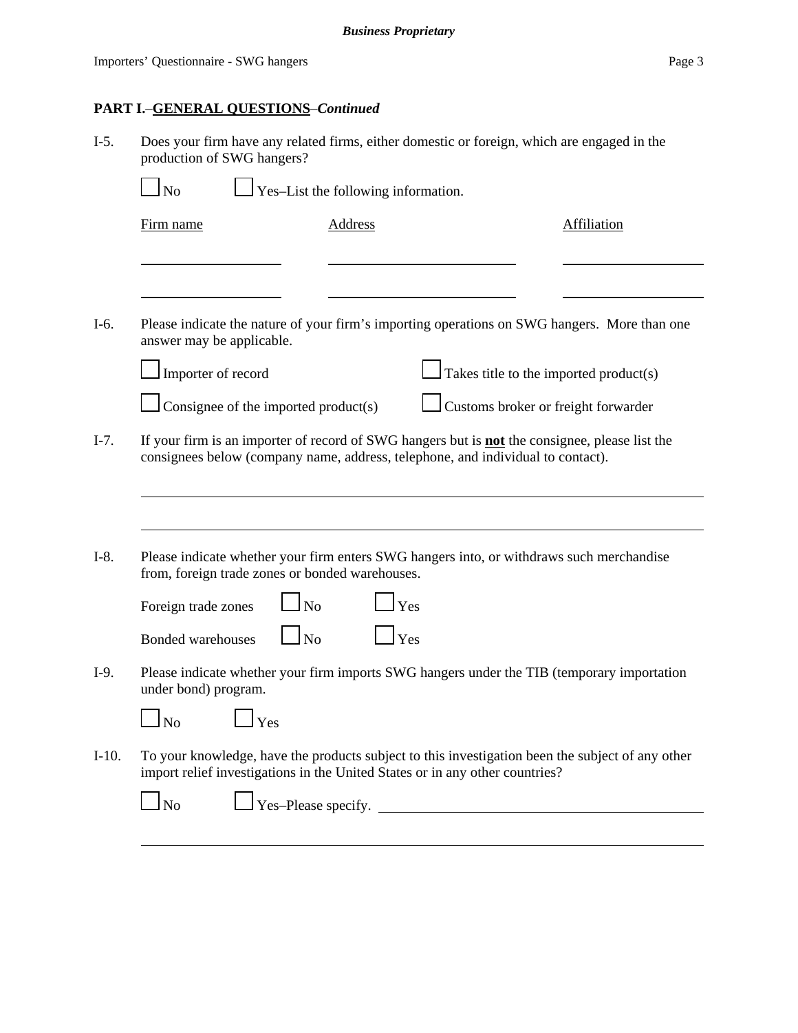## PART I.–GENERAL QUESTIONS–*Continued*

I-5. Does your firm have any related firms, either domestic or foreign, which are engaged in the production of SWG hangers?

☐ No ☐ Yes–List the following information.

| Firm name | Address | Affiliation |
|---|---|---|
| | | |
| | | |

I-6. Please indicate the nature of your firm's importing operations on SWG hangers. More than one answer may be applicable.

☐ Importer of record ☐ Takes title to the imported product(s)

☐ Consignee of the imported product(s) ☐ Customs broker or freight forwarder

I-7. If your firm is an importer of record of SWG hangers but is **not** the consignee, please list the consignees below (company name, address, telephone, and individual to contact).

I-8. Please indicate whether your firm enters SWG hangers into, or withdraws such merchandise from, foreign trade zones or bonded warehouses.

Foreign trade zones ☐ No ☐ Yes

Bonded warehouses ☐ No ☐ Yes

I-9. Please indicate whether your firm imports SWG hangers under the TIB (temporary importation under bond) program.

☐ No ☐ Yes

I-10. To your knowledge, have the products subject to this investigation been the subject of any other import relief investigations in the United States or in any other countries?

☐ No ☐ Yes–Please specify.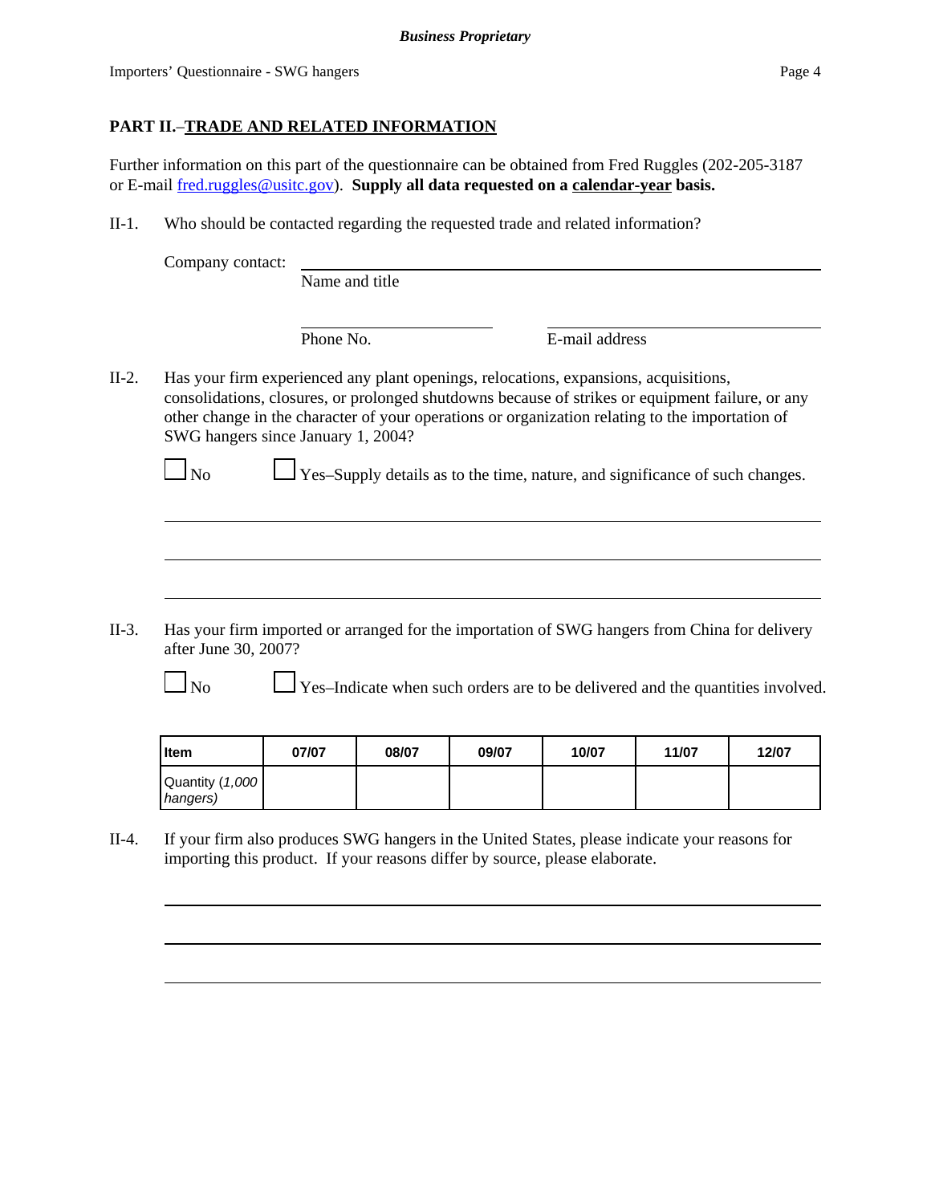## PART II.–TRADE AND RELATED INFORMATION

Further information on this part of the questionnaire can be obtained from Fred Ruggles (202-205-3187 or E-mail fred.ruggles@usitc.gov). **Supply all data requested on a calendar-year basis.**

II-1. Who should be contacted regarding the requested trade and related information?

Company contact: ______________________________
Name and title

______________________ ______________________
Phone No. E-mail address

II-2. Has your firm experienced any plant openings, relocations, expansions, acquisitions, consolidations, closures, or prolonged shutdowns because of strikes or equipment failure, or any other change in the character of your operations or organization relating to the importation of SWG hangers since January 1, 2004?

☐ No ☐ Yes–Supply details as to the time, nature, and significance of such changes.

______________________________

______________________________

______________________________

II-3. Has your firm imported or arranged for the importation of SWG hangers from China for delivery after June 30, 2007?

☐ No ☐ Yes–Indicate when such orders are to be delivered and the quantities involved.

| Item | 07/07 | 08/07 | 09/07 | 10/07 | 11/07 | 12/07 |
|---|---|---|---|---|---|---|
| Quantity (*1,000 hangers*) | | | | | | |

II-4. If your firm also produces SWG hangers in the United States, please indicate your reasons for importing this product. If your reasons differ by source, please elaborate.

______________________________

______________________________

______________________________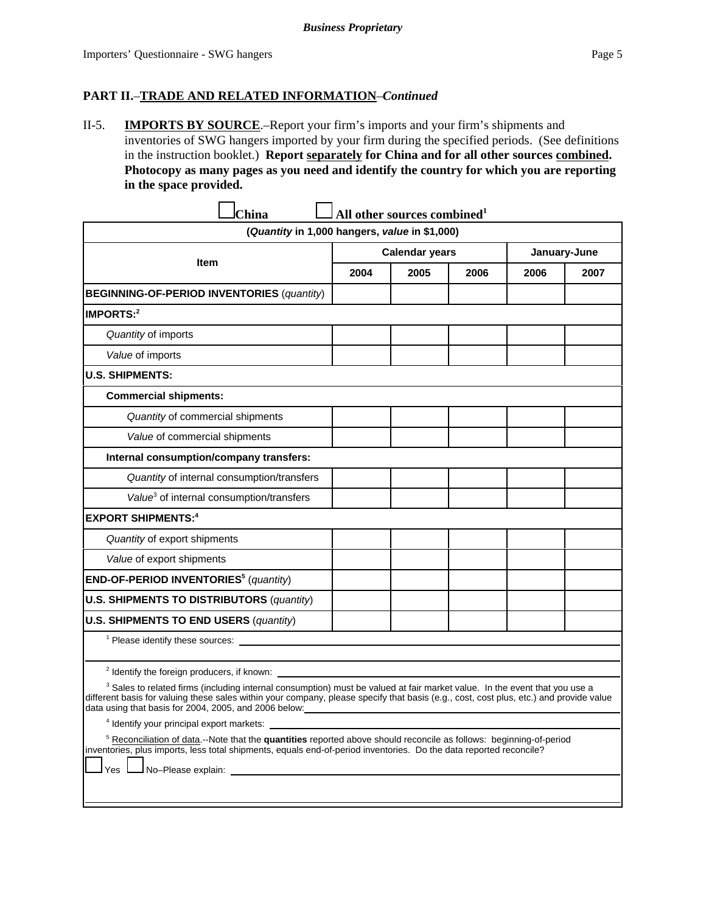**Business Proprietary**

## PART II.–TRADE AND RELATED INFORMATION–*Continued*

II-5. **IMPORTS BY SOURCE**.–Report your firm's imports and your firm's shipments and inventories of SWG hangers imported by your firm during the specified periods. (See definitions in the instruction booklet.) **Report separately for China and for all other sources combined. Photocopy as many pages as you need and identify the country for which you are reporting in the space provided.**

☐ **China** ☐ **All other sources combined**[1]

| (*Quantity* in 1,000 hangers, *value* in $1,000) | | | | | |
|---|---|---|---|---|---|
| Item | Calendar years | | | January-June | |
| | 2004 | 2005 | 2006 | 2006 | 2007 |
| **BEGINNING-OF-PERIOD INVENTORIES** (*quantity*) | | | | | |
| **IMPORTS:**[2] | | | | | |
| *Quantity* of imports | | | | | |
| *Value* of imports | | | | | |
| **U.S. SHIPMENTS:** | | | | | |
| **Commercial shipments:** | | | | | |
| *Quantity* of commercial shipments | | | | | |
| *Value* of commercial shipments | | | | | |
| **Internal consumption/company transfers:** | | | | | |
| *Quantity* of internal consumption/transfers | | | | | |
| *Value*[3] of internal consumption/transfers | | | | | |
| **EXPORT SHIPMENTS:**[4] | | | | | |
| *Quantity* of export shipments | | | | | |
| *Value* of export shipments | | | | | |
| **END-OF-PERIOD INVENTORIES**[5] (*quantity*) | | | | | |
| **U.S. SHIPMENTS TO DISTRIBUTORS** (*quantity*) | | | | | |
| **U.S. SHIPMENTS TO END USERS** (*quantity*) | | | | | |

[1] Please identify these sources: ______________________________

[2] Identify the foreign producers, if known: ______________________________

[3] Sales to related firms (including internal consumption) must be valued at fair market value. In the event that you use a different basis for valuing these sales within your company, please specify that basis (e.g., cost, cost plus, etc.) and provide value data using that basis for 2004, 2005, and 2006 below: ______________________________

[4] Identify your principal export markets: ______________________________

[5] Reconciliation of data.--Note that the **quantities** reported above should reconcile as follows: beginning-of-period inventories, plus imports, less total shipments, equals end-of-period inventories. Do the data reported reconcile?

☐ Yes ☐ No–Please explain: ______________________________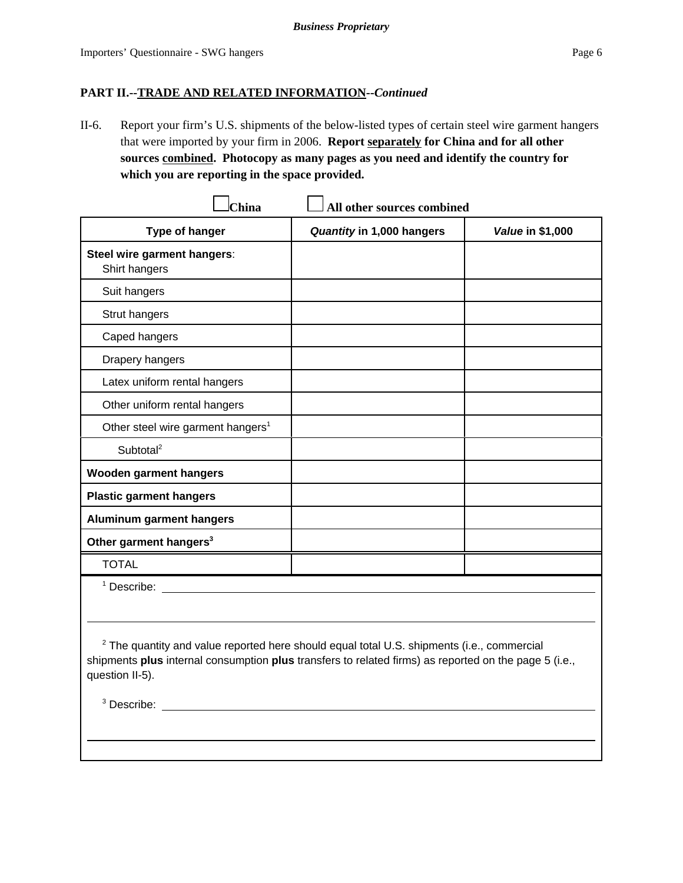**PART II.--TRADE AND RELATED INFORMATION--*Continued***

II-6. Report your firm's U.S. shipments of the below-listed types of certain steel wire garment hangers that were imported by your firm in 2006. **Report separately for China and for all other sources combined. Photocopy as many pages as you need and identify the country for which you are reporting in the space provided.**

☐ **China** ☐ **All other sources combined**

| Type of hanger | *Quantity* in 1,000 hangers | *Value* in $1,000 |
|---|---|---|
| **Steel wire garment hangers**: Shirt hangers | | |
| Suit hangers | | |
| Strut hangers | | |
| Caped hangers | | |
| Drapery hangers | | |
| Latex uniform rental hangers | | |
| Other uniform rental hangers | | |
| Other steel wire garment hangers[1] | | |
| Subtotal[2] | | |
| **Wooden garment hangers** | | |
| **Plastic garment hangers** | | |
| **Aluminum garment hangers** | | |
| **Other garment hangers[3]** | | |
| TOTAL | | |

[1] Describe: ______________________________

[2] The quantity and value reported here should equal total U.S. shipments (i.e., commercial shipments **plus** internal consumption **plus** transfers to related firms) as reported on the page 5 (i.e., question II-5).

[3] Describe: ______________________________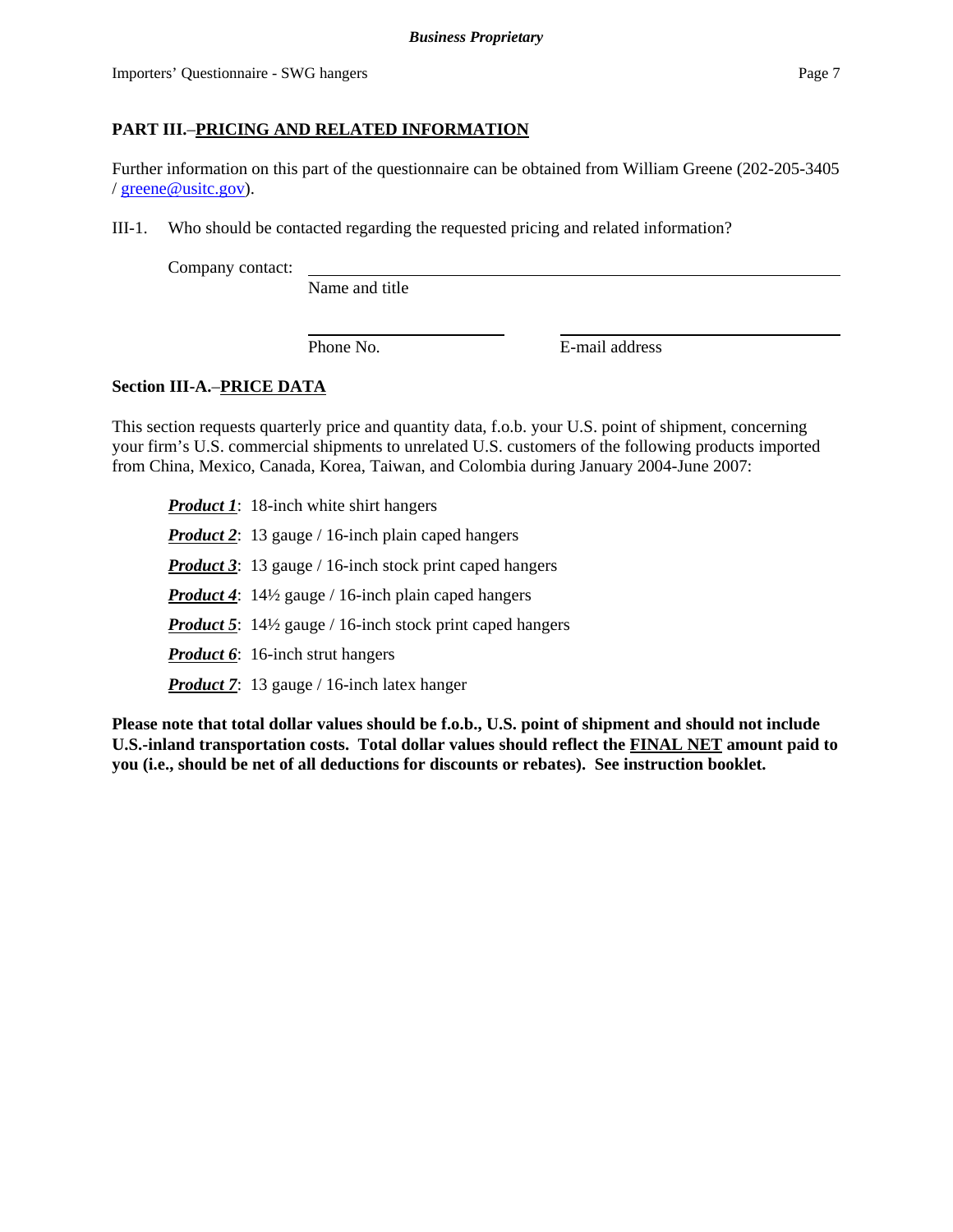## PART III.–PRICING AND RELATED INFORMATION

Further information on this part of the questionnaire can be obtained from William Greene (202-205-3405 / greene@usitc.gov).

III-1. Who should be contacted regarding the requested pricing and related information?

Company contact: ______________________________________________
Name and title

______________________ ______________________________
Phone No. E-mail address

### Section III-A.–PRICE DATA

This section requests quarterly price and quantity data, f.o.b. your U.S. point of shipment, concerning your firm's U.S. commercial shipments to unrelated U.S. customers of the following products imported from China, Mexico, Canada, Korea, Taiwan, and Colombia during January 2004-June 2007:

***Product 1***: 18-inch white shirt hangers

***Product 2***: 13 gauge / 16-inch plain caped hangers

***Product 3***: 13 gauge / 16-inch stock print caped hangers

***Product 4***: 14½ gauge / 16-inch plain caped hangers

***Product 5***: 14½ gauge / 16-inch stock print caped hangers

***Product 6***: 16-inch strut hangers

***Product 7***: 13 gauge / 16-inch latex hanger

**Please note that total dollar values should be f.o.b., U.S. point of shipment and should not include U.S.-inland transportation costs. Total dollar values should reflect the FINAL NET amount paid to you (i.e., should be net of all deductions for discounts or rebates). See instruction booklet.**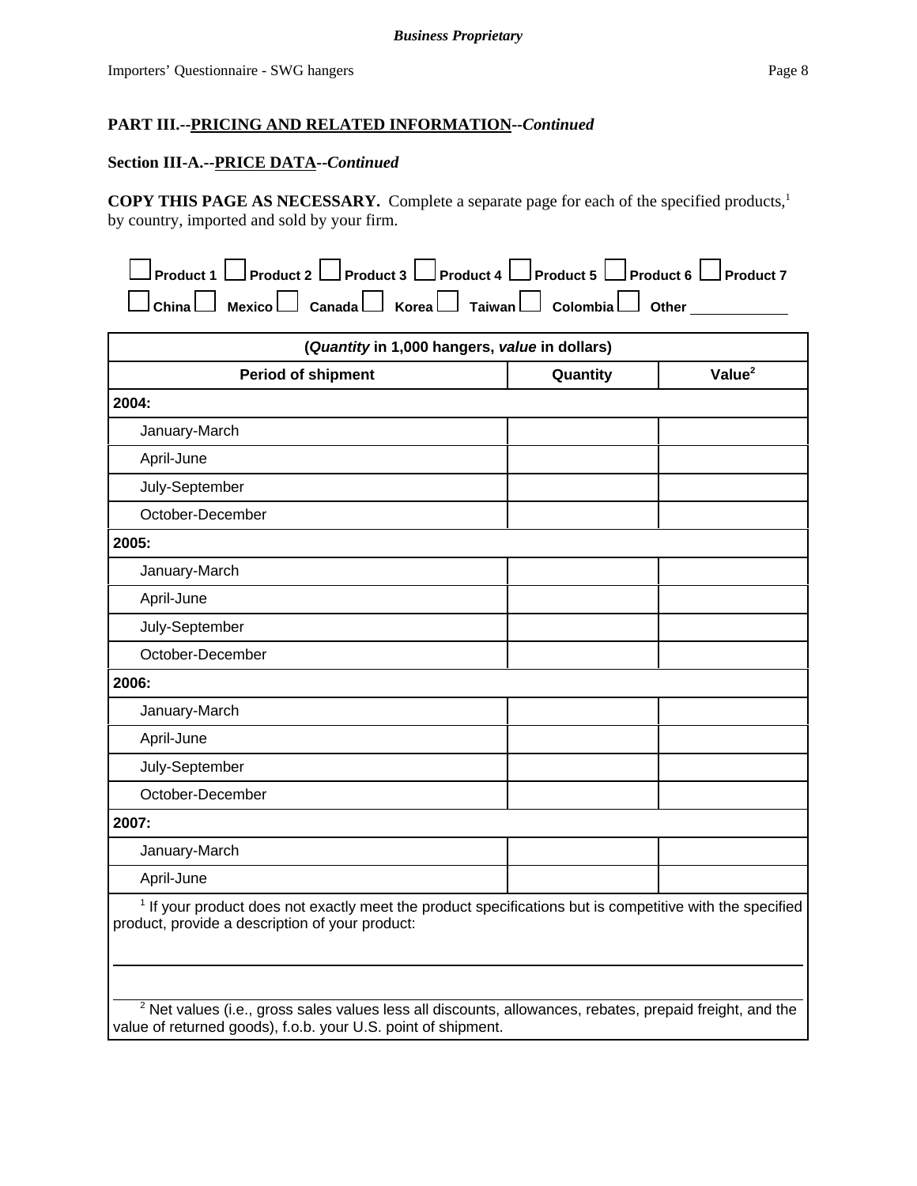**PART III.--PRICING AND RELATED INFORMATION--*Continued***

**Section III-A.--PRICE DATA--*Continued***

**COPY THIS PAGE AS NECESSARY.** Complete a separate page for each of the specified products,[1] by country, imported and sold by your firm.

☐ **Product 1** ☐ **Product 2** ☐ **Product 3** ☐ **Product 4** ☐ **Product 5** ☐ **Product 6** ☐ **Product 7**

☐ **China** ☐ **Mexico** ☐ **Canada** ☐ **Korea** ☐ **Taiwan** ☐ **Colombia** ☐ **Other** ____________

| (*Quantity* in 1,000 hangers, *value* in dollars) | | |
|---|---|---|
| **Period of shipment** | **Quantity** | **Value[2]** |
| **2004:** | | |
| January-March | | |
| April-June | | |
| July-September | | |
| October-December | | |
| **2005:** | | |
| January-March | | |
| April-June | | |
| July-September | | |
| October-December | | |
| **2006:** | | |
| January-March | | |
| April-June | | |
| July-September | | |
| October-December | | |
| **2007:** | | |
| January-March | | |
| April-June | | |

[1] If your product does not exactly meet the product specifications but is competitive with the specified product, provide a description of your product:

______________________________________________________________________________

[2] Net values (i.e., gross sales values less all discounts, allowances, rebates, prepaid freight, and the value of returned goods), f.o.b. your U.S. point of shipment.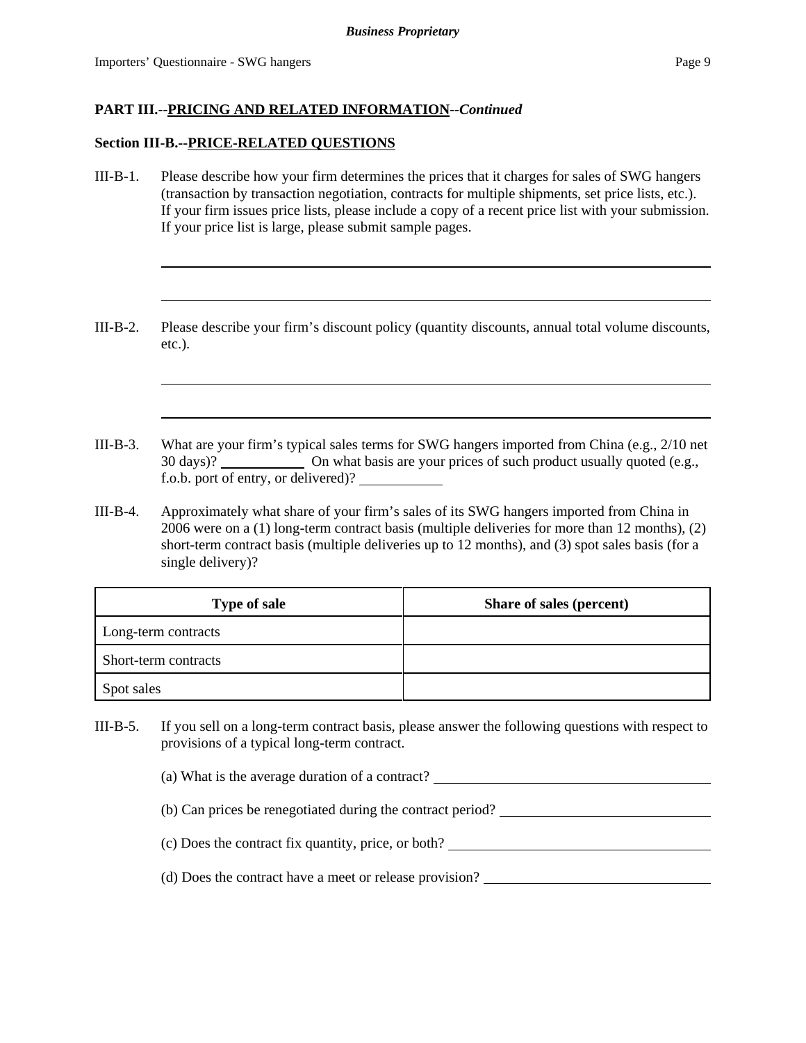**PART III.--PRICING AND RELATED INFORMATION--*Continued***

**Section III-B.--PRICE-RELATED QUESTIONS**

III-B-1. Please describe how your firm determines the prices that it charges for sales of SWG hangers (transaction by transaction negotiation, contracts for multiple shipments, set price lists, etc.). If your firm issues price lists, please include a copy of a recent price list with your submission. If your price list is large, please submit sample pages.

III-B-2. Please describe your firm's discount policy (quantity discounts, annual total volume discounts, etc.).

III-B-3. What are your firm's typical sales terms for SWG hangers imported from China (e.g., 2/10 net 30 days)? ____________ On what basis are your prices of such product usually quoted (e.g., f.o.b. port of entry, or delivered)? ____________

III-B-4. Approximately what share of your firm's sales of its SWG hangers imported from China in 2006 were on a (1) long-term contract basis (multiple deliveries for more than 12 months), (2) short-term contract basis (multiple deliveries up to 12 months), and (3) spot sales basis (for a single delivery)?

| Type of sale | Share of sales (percent) |
|---|---|
| Long-term contracts | |
| Short-term contracts | |
| Spot sales | |

III-B-5. If you sell on a long-term contract basis, please answer the following questions with respect to provisions of a typical long-term contract.

(a) What is the average duration of a contract? ____________

(b) Can prices be renegotiated during the contract period? ____________

(c) Does the contract fix quantity, price, or both? ____________

(d) Does the contract have a meet or release provision? ____________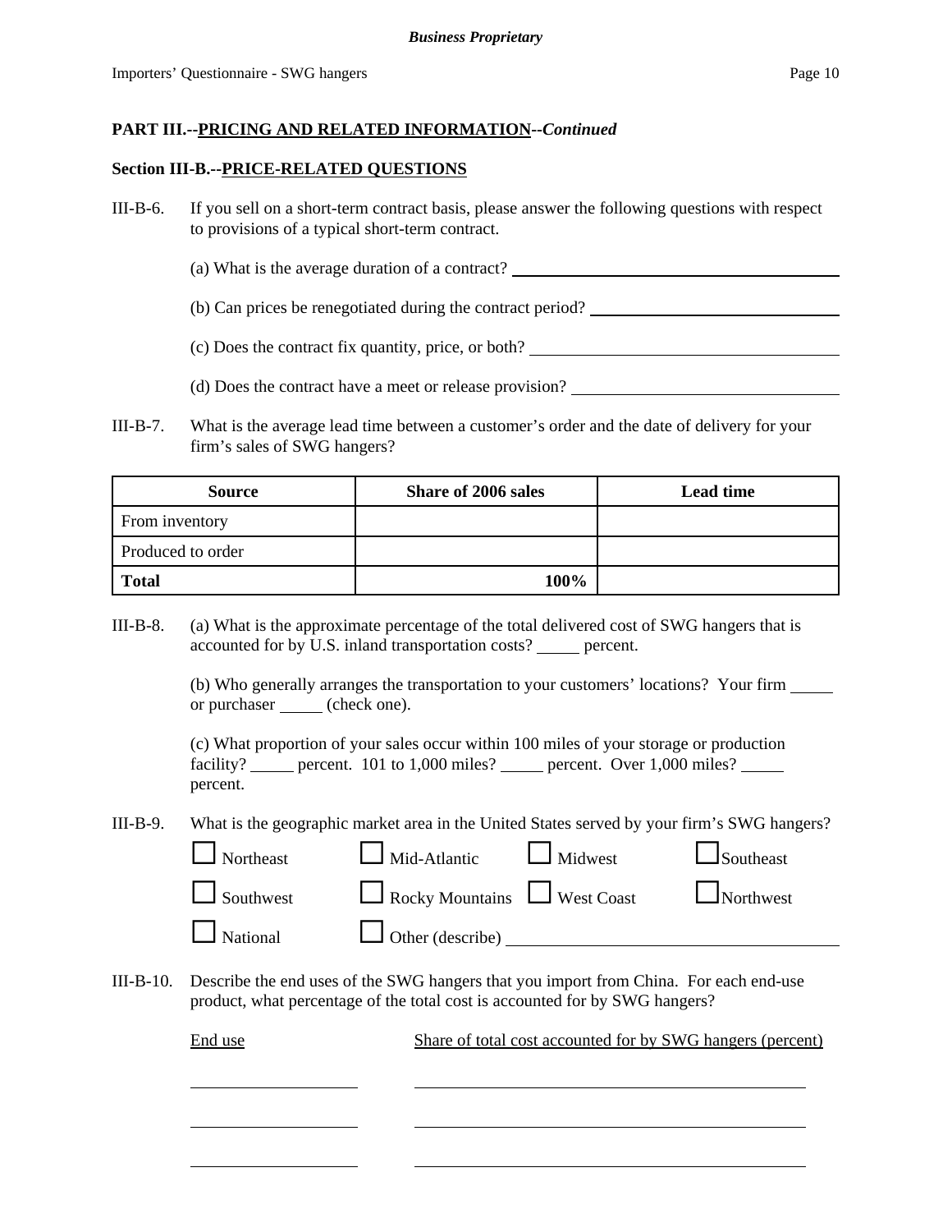**Business Proprietary**

## PART III.--PRICING AND RELATED INFORMATION--*Continued*

### Section III-B.--PRICE-RELATED QUESTIONS

III-B-6. If you sell on a short-term contract basis, please answer the following questions with respect to provisions of a typical short-term contract.

(a) What is the average duration of a contract? ____________________

(b) Can prices be renegotiated during the contract period? ____________________

(c) Does the contract fix quantity, price, or both? ____________________

(d) Does the contract have a meet or release provision? ____________________

III-B-7. What is the average lead time between a customer's order and the date of delivery for your firm's sales of SWG hangers?

| Source | Share of 2006 sales | Lead time |
|---|---|---|
| From inventory | | |
| Produced to order | | |
| **Total** | **100%** | |

III-B-8. (a) What is the approximate percentage of the total delivered cost of SWG hangers that is accounted for by U.S. inland transportation costs? _____ percent.

(b) Who generally arranges the transportation to your customers' locations? Your firm _____ or purchaser _____ (check one).

(c) What proportion of your sales occur within 100 miles of your storage or production facility? _____ percent. 101 to 1,000 miles? _____ percent. Over 1,000 miles? _____ percent.

III-B-9. What is the geographic market area in the United States served by your firm's SWG hangers?

- ☐ Northeast
- ☐ Mid-Atlantic
- ☐ Midwest
- ☐ Southeast
- ☐ Southwest
- ☐ Rocky Mountains
- ☐ West Coast
- ☐ Northwest
- ☐ National
- ☐ Other (describe) ____________________

III-B-10. Describe the end uses of the SWG hangers that you import from China. For each end-use product, what percentage of the total cost is accounted for by SWG hangers?

| End use | Share of total cost accounted for by SWG hangers (percent) |
|---|---|
| | |
| | |
| | |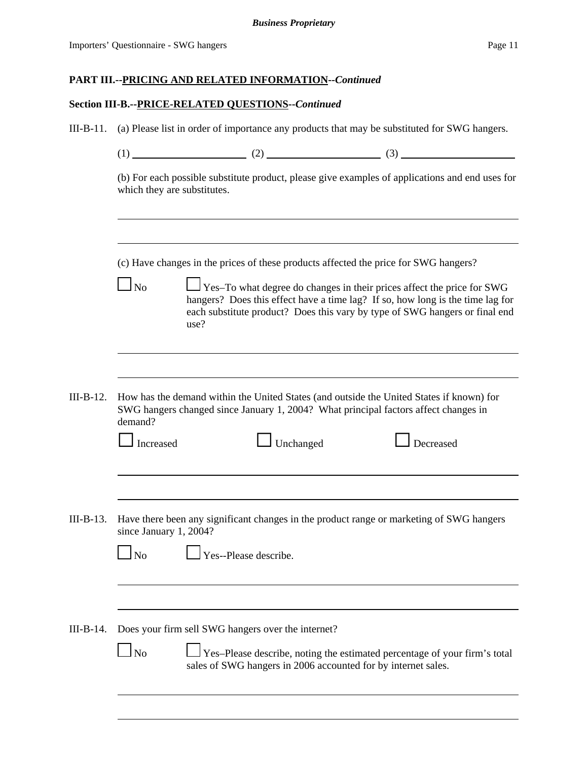**PART III.--PRICING AND RELATED INFORMATION--*Continued***

**Section III-B.--PRICE-RELATED QUESTIONS--*Continued***

III-B-11. (a) Please list in order of importance any products that may be substituted for SWG hangers.

(1) ____________________ (2) ____________________ (3) ____________________

(b) For each possible substitute product, please give examples of applications and end uses for which they are substitutes.

______________________________________________________________________

______________________________________________________________________

(c) Have changes in the prices of these products affected the price for SWG hangers?

☐ No ☐ Yes–To what degree do changes in their prices affect the price for SWG hangers? Does this effect have a time lag? If so, how long is the time lag for each substitute product? Does this vary by type of SWG hangers or final end use?

______________________________________________________________________

______________________________________________________________________

III-B-12. How has the demand within the United States (and outside the United States if known) for SWG hangers changed since January 1, 2004? What principal factors affect changes in demand?

☐ Increased ☐ Unchanged ☐ Decreased

______________________________________________________________________

______________________________________________________________________

III-B-13. Have there been any significant changes in the product range or marketing of SWG hangers since January 1, 2004?

☐ No ☐ Yes--Please describe.

______________________________________________________________________

______________________________________________________________________

III-B-14. Does your firm sell SWG hangers over the internet?

☐ No ☐ Yes–Please describe, noting the estimated percentage of your firm's total sales of SWG hangers in 2006 accounted for by internet sales.

______________________________________________________________________

______________________________________________________________________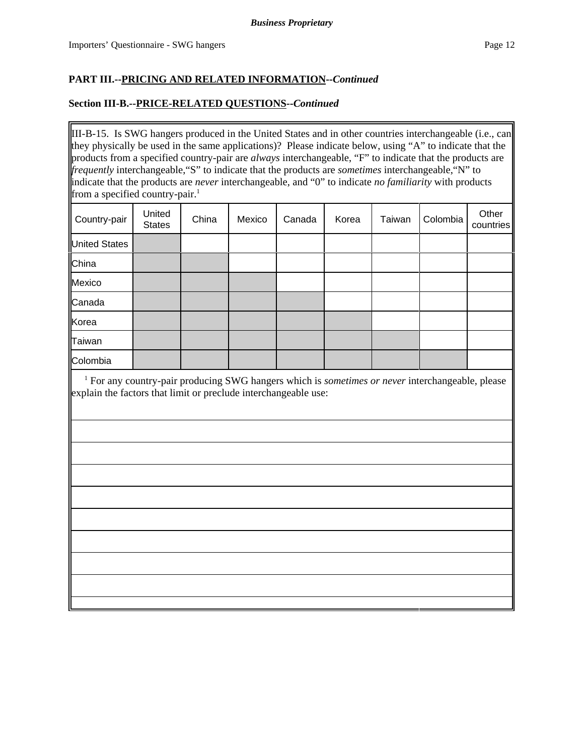**PART III.--PRICING AND RELATED INFORMATION--*Continued***

**Section III-B.--PRICE-RELATED QUESTIONS--*Continued***

III-B-15. Is SWG hangers produced in the United States and in other countries interchangeable (i.e., can they physically be used in the same applications)? Please indicate below, using "A" to indicate that the products from a specified country-pair are *always* interchangeable, "F" to indicate that the products are *frequently* interchangeable, "S" to indicate that the products are *sometimes* interchangeable, "N" to indicate that the products are *never* interchangeable, and "0" to indicate *no familiarity* with products from a specified country-pair.[1]

| Country-pair | United States | China | Mexico | Canada | Korea | Taiwan | Colombia | Other countries |
|---|---|---|---|---|---|---|---|---|
| United States | | | | | | | | |
| China | | | | | | | | |
| Mexico | | | | | | | | |
| Canada | | | | | | | | |
| Korea | | | | | | | | |
| Taiwan | | | | | | | | |
| Colombia | | | | | | | | |

[1] For any country-pair producing SWG hangers which is *sometimes or never* interchangeable, please explain the factors that limit or preclude interchangeable use: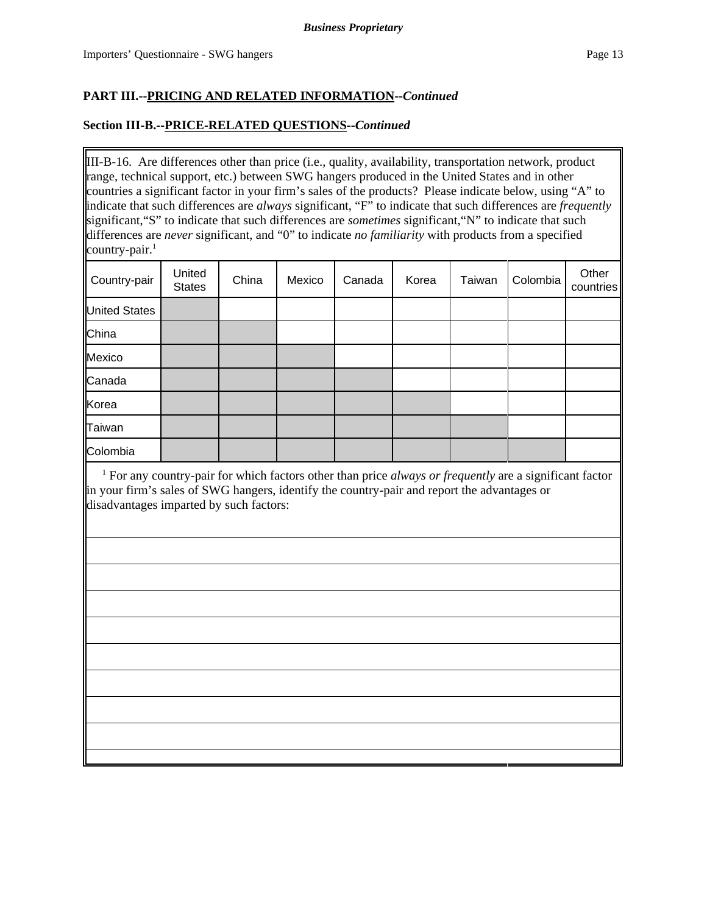## PART III.--PRICING AND RELATED INFORMATION--*Continued*

### Section III-B.--PRICE-RELATED QUESTIONS--*Continued*

III-B-16. Are differences other than price (i.e., quality, availability, transportation network, product range, technical support, etc.) between SWG hangers produced in the United States and in other countries a significant factor in your firm's sales of the products? Please indicate below, using "A" to indicate that such differences are *always* significant, "F" to indicate that such differences are *frequently* significant, "S" to indicate that such differences are *sometimes* significant, "N" to indicate that such differences are *never* significant, and "0" to indicate *no familiarity* with products from a specified country-pair.[1]

| Country-pair | United States | China | Mexico | Canada | Korea | Taiwan | Colombia | Other countries |
|---|---|---|---|---|---|---|---|---|
| United States | | | | | | | | |
| China | | | | | | | | |
| Mexico | | | | | | | | |
| Canada | | | | | | | | |
| Korea | | | | | | | | |
| Taiwan | | | | | | | | |
| Colombia | | | | | | | | |

[1] For any country-pair for which factors other than price *always or frequently* are a significant factor in your firm's sales of SWG hangers, identify the country-pair and report the advantages or disadvantages imparted by such factors: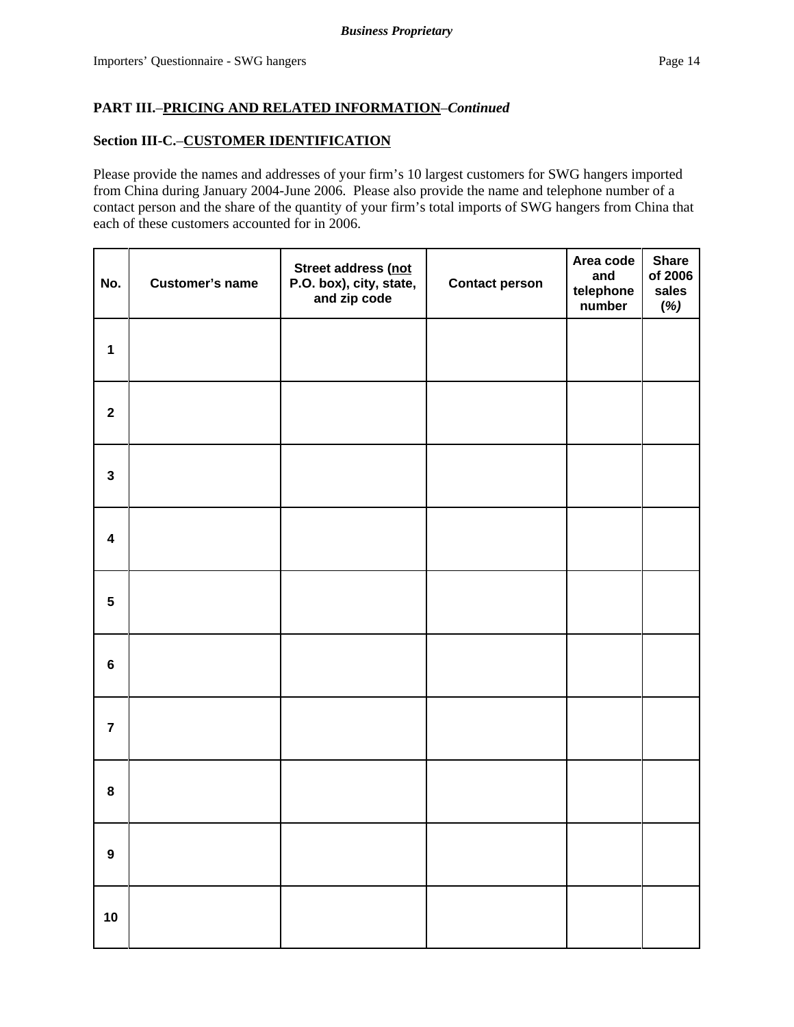**PART III.–PRICING AND RELATED INFORMATION–*Continued***

**Section III-C.–CUSTOMER IDENTIFICATION**

Please provide the names and addresses of your firm's 10 largest customers for SWG hangers imported from China during January 2004-June 2006. Please also provide the name and telephone number of a contact person and the share of the quantity of your firm's total imports of SWG hangers from China that each of these customers accounted for in 2006.

| No. | Customer's name | Street address (not P.O. box), city, state, and zip code | Contact person | Area code and telephone number | Share of 2006 sales *(%)* |
|---|---|---|---|---|---|
| 1 | | | | | |
| 2 | | | | | |
| 3 | | | | | |
| 4 | | | | | |
| 5 | | | | | |
| 6 | | | | | |
| 7 | | | | | |
| 8 | | | | | |
| 9 | | | | | |
| 10 | | | | | |